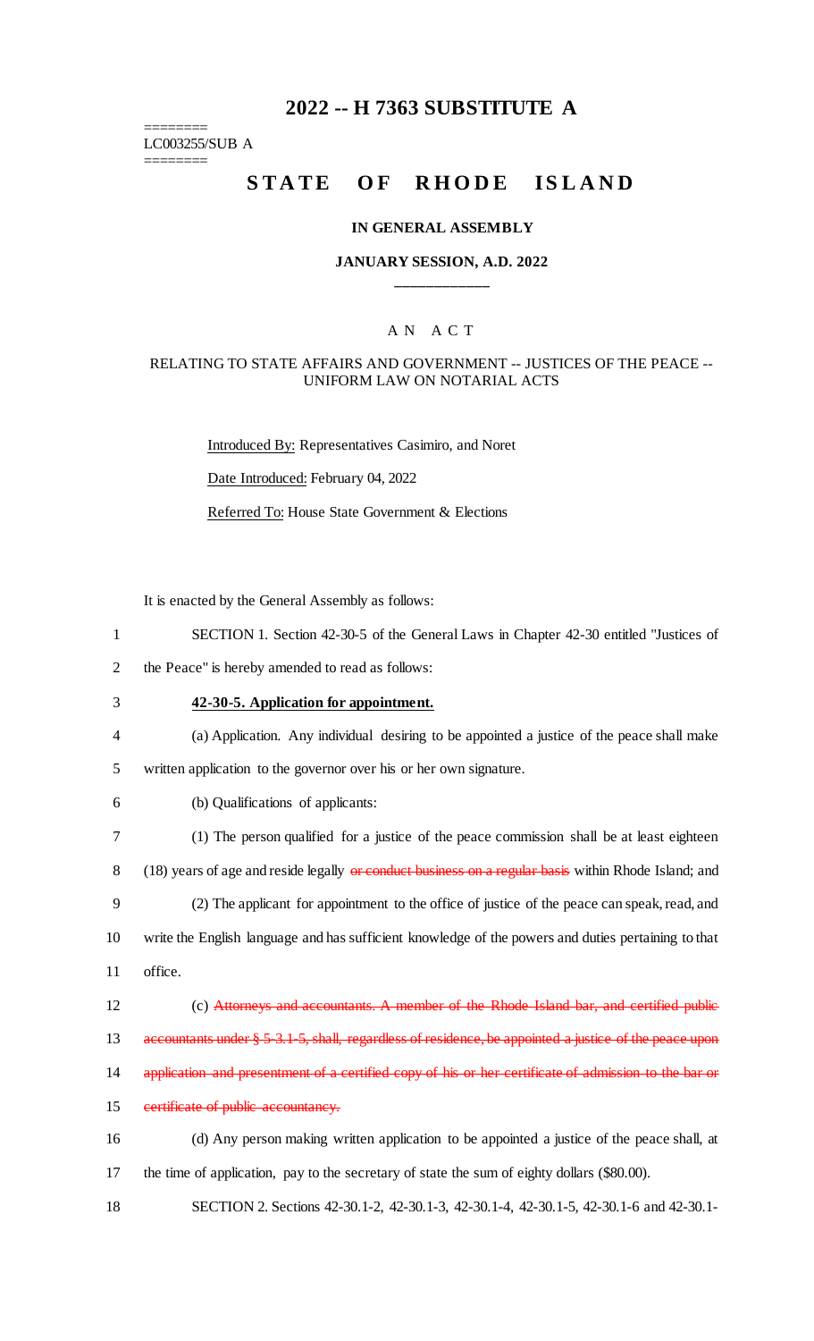# 2022 -- H 7363 SUBSTITUTE A

========
LC003255/SUB A
========

## STATE OF RHODE ISLAND

### IN GENERAL ASSEMBLY

### JANUARY SESSION, A.D. 2022

____________

A N A C T

RELATING TO STATE AFFAIRS AND GOVERNMENT -- JUSTICES OF THE PEACE -- UNIFORM LAW ON NOTARIAL ACTS

Introduced By: Representatives Casimiro, and Noret

Date Introduced: February 04, 2022

Referred To: House State Government & Elections

It is enacted by the General Assembly as follows:

1 SECTION 1. Section 42-30-5 of the General Laws in Chapter 42-30 entitled "Justices of
2 the Peace" is hereby amended to read as follows:

3 **42-30-5. Application for appointment.**

4 (a) Application. Any individual desiring to be appointed a justice of the peace shall make
5 written application to the governor over his or her own signature.

6 (b) Qualifications of applicants:

7 (1) The person qualified for a justice of the peace commission shall be at least eighteen
8 (18) years of age and reside legally ~~or conduct business on a regular basis~~ within Rhode Island; and

9 (2) The applicant for appointment to the office of justice of the peace can speak, read, and
10 write the English language and has sufficient knowledge of the powers and duties pertaining to that
11 office.

12 (c) ~~Attorneys and accountants. A member of the Rhode Island bar, and certified public~~
13 ~~accountants under § 5-3.1-5, shall, regardless of residence, be appointed a justice of the peace upon~~
14 ~~application and presentment of a certified copy of his or her certificate of admission to the bar or~~
15 ~~certificate of public accountancy.~~

16 (d) Any person making written application to be appointed a justice of the peace shall, at
17 the time of application, pay to the secretary of state the sum of eighty dollars ($80.00).

18 SECTION 2. Sections 42-30.1-2, 42-30.1-3, 42-30.1-4, 42-30.1-5, 42-30.1-6 and 42-30.1-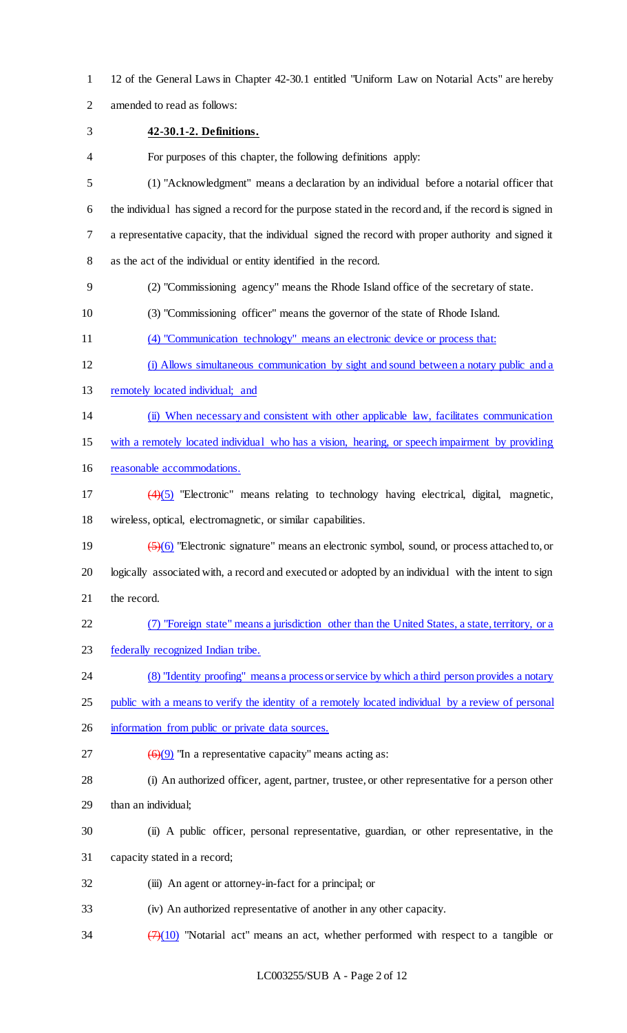12 of the General Laws in Chapter 42-30.1 entitled "Uniform Law on Notarial Acts" are hereby amended to read as follows:

**42-30.1-2. Definitions.**

For purposes of this chapter, the following definitions apply:

(1) "Acknowledgment" means a declaration by an individual before a notarial officer that the individual has signed a record for the purpose stated in the record and, if the record is signed in a representative capacity, that the individual signed the record with proper authority and signed it as the act of the individual or entity identified in the record.

(2) "Commissioning agency" means the Rhode Island office of the secretary of state.

(3) "Commissioning officer" means the governor of the state of Rhode Island.

(4) "Communication technology" means an electronic device or process that:

(i) Allows simultaneous communication by sight and sound between a notary public and a remotely located individual; and

(ii) When necessary and consistent with other applicable law, facilitates communication with a remotely located individual who has a vision, hearing, or speech impairment by providing reasonable accommodations.

~~(4)~~(5) "Electronic" means relating to technology having electrical, digital, magnetic, wireless, optical, electromagnetic, or similar capabilities.

~~(5)~~(6) "Electronic signature" means an electronic symbol, sound, or process attached to, or logically associated with, a record and executed or adopted by an individual with the intent to sign the record.

(7) "Foreign state" means a jurisdiction other than the United States, a state, territory, or a federally recognized Indian tribe.

(8) "Identity proofing" means a process or service by which a third person provides a notary public with a means to verify the identity of a remotely located individual by a review of personal information from public or private data sources.

~~(6)~~(9) "In a representative capacity" means acting as:

(i) An authorized officer, agent, partner, trustee, or other representative for a person other than an individual;

(ii) A public officer, personal representative, guardian, or other representative, in the capacity stated in a record;

(iii) An agent or attorney-in-fact for a principal; or

(iv) An authorized representative of another in any other capacity.

~~(7)~~(10) "Notarial act" means an act, whether performed with respect to a tangible or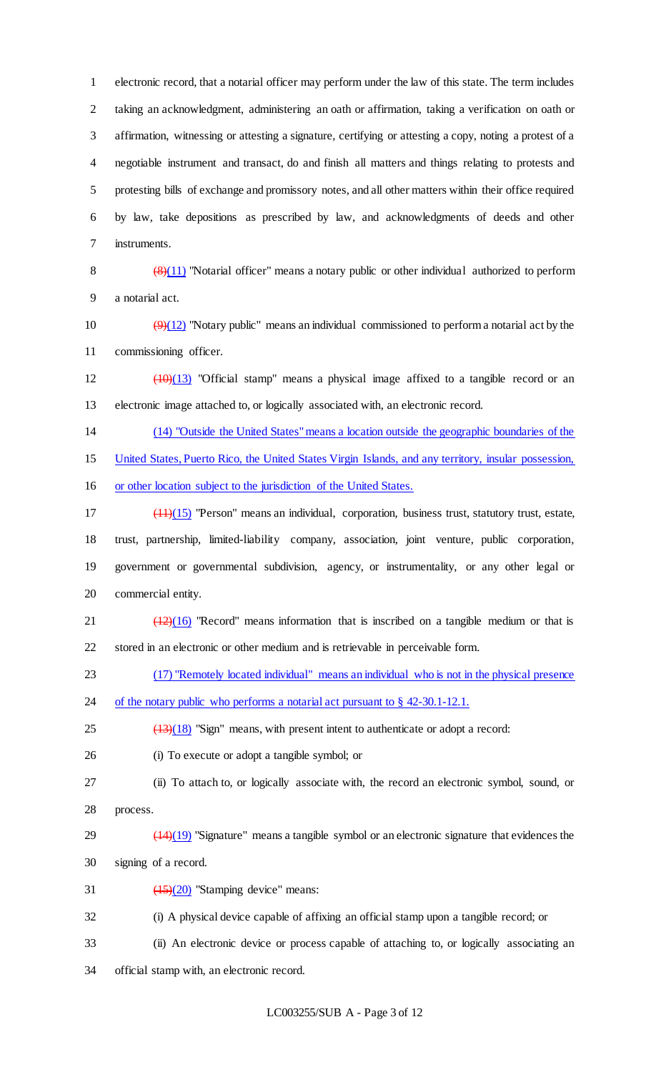electronic record, that a notarial officer may perform under the law of this state. The term includes taking an acknowledgment, administering an oath or affirmation, taking a verification on oath or affirmation, witnessing or attesting a signature, certifying or attesting a copy, noting a protest of a negotiable instrument and transact, do and finish all matters and things relating to protests and protesting bills of exchange and promissory notes, and all other matters within their office required by law, take depositions as prescribed by law, and acknowledgments of deeds and other instruments.

~~(8)~~(11) "Notarial officer" means a notary public or other individual authorized to perform a notarial act.

~~(9)~~(12) "Notary public" means an individual commissioned to perform a notarial act by the commissioning officer.

~~(10)~~(13) "Official stamp" means a physical image affixed to a tangible record or an electronic image attached to, or logically associated with, an electronic record.

(14) "Outside the United States" means a location outside the geographic boundaries of the United States, Puerto Rico, the United States Virgin Islands, and any territory, insular possession, or other location subject to the jurisdiction of the United States.

~~(11)~~(15) "Person" means an individual, corporation, business trust, statutory trust, estate, trust, partnership, limited-liability company, association, joint venture, public corporation, government or governmental subdivision, agency, or instrumentality, or any other legal or commercial entity.

~~(12)~~(16) "Record" means information that is inscribed on a tangible medium or that is stored in an electronic or other medium and is retrievable in perceivable form.

(17) "Remotely located individual" means an individual who is not in the physical presence of the notary public who performs a notarial act pursuant to § 42-30.1-12.1.

~~(13)~~(18) "Sign" means, with present intent to authenticate or adopt a record:

(i) To execute or adopt a tangible symbol; or

(ii) To attach to, or logically associate with, the record an electronic symbol, sound, or process.

~~(14)~~(19) "Signature" means a tangible symbol or an electronic signature that evidences the signing of a record.

~~(15)~~(20) "Stamping device" means:

(i) A physical device capable of affixing an official stamp upon a tangible record; or

(ii) An electronic device or process capable of attaching to, or logically associating an official stamp with, an electronic record.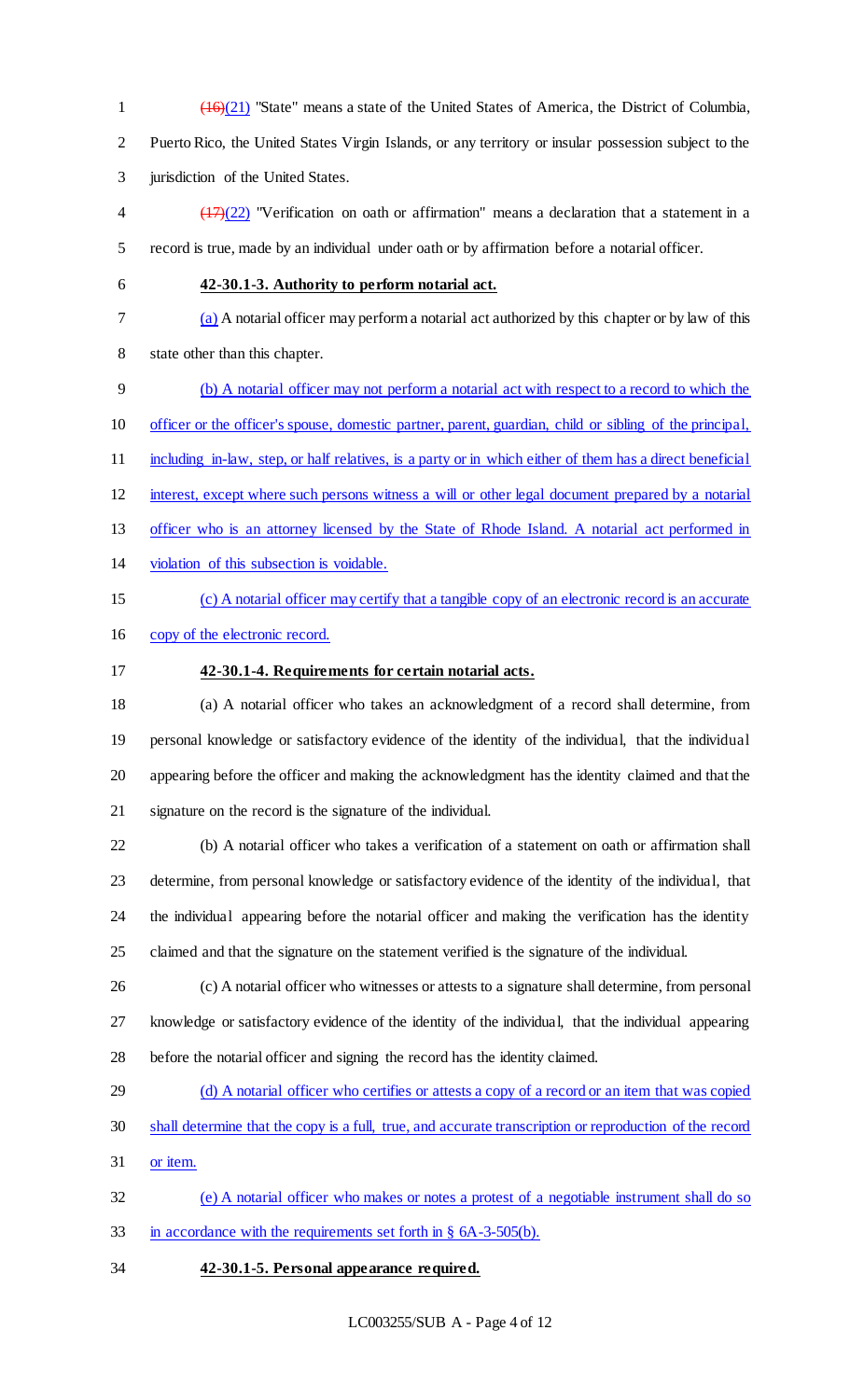~~(16)~~(21) "State" means a state of the United States of America, the District of Columbia, Puerto Rico, the United States Virgin Islands, or any territory or insular possession subject to the jurisdiction of the United States.

~~(17)~~(22) "Verification on oath or affirmation" means a declaration that a statement in a record is true, made by an individual under oath or by affirmation before a notarial officer.

**42-30.1-3. Authority to perform notarial act.**

(a) A notarial officer may perform a notarial act authorized by this chapter or by law of this state other than this chapter.

(b) A notarial officer may not perform a notarial act with respect to a record to which the officer or the officer's spouse, domestic partner, parent, guardian, child or sibling of the principal, including in-law, step, or half relatives, is a party or in which either of them has a direct beneficial interest, except where such persons witness a will or other legal document prepared by a notarial officer who is an attorney licensed by the State of Rhode Island. A notarial act performed in violation of this subsection is voidable.

(c) A notarial officer may certify that a tangible copy of an electronic record is an accurate copy of the electronic record.

**42-30.1-4. Requirements for certain notarial acts.**

(a) A notarial officer who takes an acknowledgment of a record shall determine, from personal knowledge or satisfactory evidence of the identity of the individual, that the individual appearing before the officer and making the acknowledgment has the identity claimed and that the signature on the record is the signature of the individual.

(b) A notarial officer who takes a verification of a statement on oath or affirmation shall determine, from personal knowledge or satisfactory evidence of the identity of the individual, that the individual appearing before the notarial officer and making the verification has the identity claimed and that the signature on the statement verified is the signature of the individual.

(c) A notarial officer who witnesses or attests to a signature shall determine, from personal knowledge or satisfactory evidence of the identity of the individual, that the individual appearing before the notarial officer and signing the record has the identity claimed.

(d) A notarial officer who certifies or attests a copy of a record or an item that was copied shall determine that the copy is a full, true, and accurate transcription or reproduction of the record or item.

(e) A notarial officer who makes or notes a protest of a negotiable instrument shall do so in accordance with the requirements set forth in § 6A-3-505(b).

**42-30.1-5. Personal appearance required.**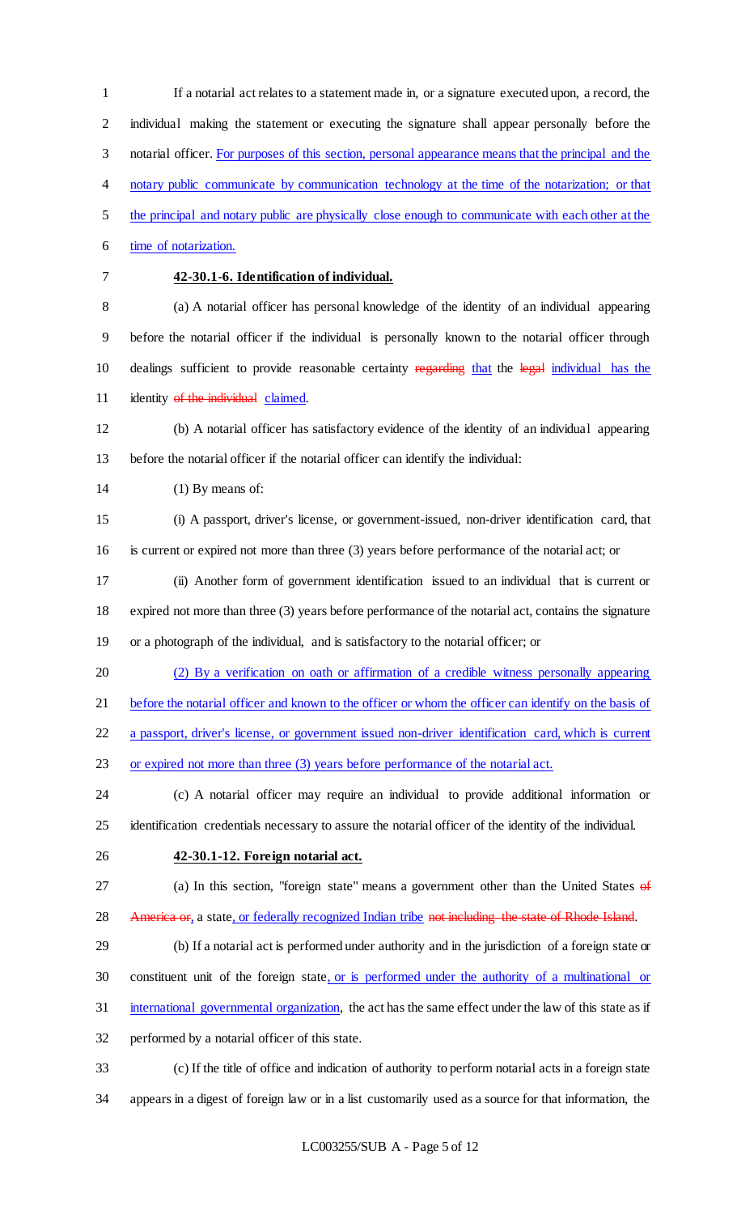If a notarial act relates to a statement made in, or a signature executed upon, a record, the individual making the statement or executing the signature shall appear personally before the notarial officer. For purposes of this section, personal appearance means that the principal and the notary public communicate by communication technology at the time of the notarization; or that the principal and notary public are physically close enough to communicate with each other at the time of notarization.

**42-30.1-6. Identification of individual.**

(a) A notarial officer has personal knowledge of the identity of an individual appearing before the notarial officer if the individual is personally known to the notarial officer through dealings sufficient to provide reasonable certainty ~~regarding~~ that the ~~legal~~ individual has the identity ~~of the individual~~ claimed.

(b) A notarial officer has satisfactory evidence of the identity of an individual appearing before the notarial officer if the notarial officer can identify the individual:

(1) By means of:

(i) A passport, driver's license, or government-issued, non-driver identification card, that is current or expired not more than three (3) years before performance of the notarial act; or

(ii) Another form of government identification issued to an individual that is current or expired not more than three (3) years before performance of the notarial act, contains the signature or a photograph of the individual, and is satisfactory to the notarial officer; or

(2) By a verification on oath or affirmation of a credible witness personally appearing before the notarial officer and known to the officer or whom the officer can identify on the basis of a passport, driver's license, or government issued non-driver identification card, which is current or expired not more than three (3) years before performance of the notarial act.

(c) A notarial officer may require an individual to provide additional information or identification credentials necessary to assure the notarial officer of the identity of the individual.

**42-30.1-12. Foreign notarial act.**

(a) In this section, "foreign state" means a government other than the United States ~~of America or~~, a state, or federally recognized Indian tribe ~~not including the state of Rhode Island~~.

(b) If a notarial act is performed under authority and in the jurisdiction of a foreign state or constituent unit of the foreign state, or is performed under the authority of a multinational or international governmental organization, the act has the same effect under the law of this state as if performed by a notarial officer of this state.

(c) If the title of office and indication of authority to perform notarial acts in a foreign state appears in a digest of foreign law or in a list customarily used as a source for that information, the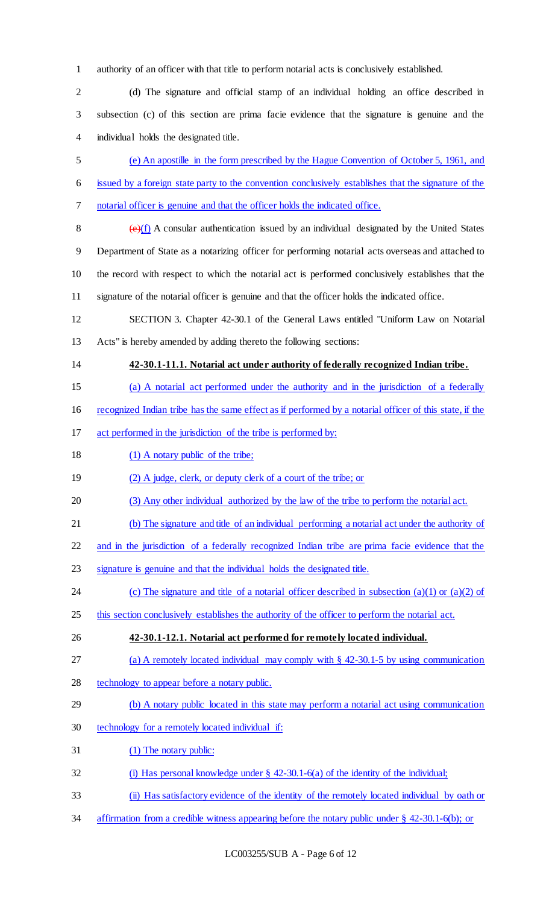authority of an officer with that title to perform notarial acts is conclusively established.

(d) The signature and official stamp of an individual holding an office described in subsection (c) of this section are prima facie evidence that the signature is genuine and the individual holds the designated title.

(e) An apostille in the form prescribed by the Hague Convention of October 5, 1961, and issued by a foreign state party to the convention conclusively establishes that the signature of the notarial officer is genuine and that the officer holds the indicated office.

~~(e)~~(f) A consular authentication issued by an individual designated by the United States Department of State as a notarizing officer for performing notarial acts overseas and attached to the record with respect to which the notarial act is performed conclusively establishes that the signature of the notarial officer is genuine and that the officer holds the indicated office.

SECTION 3. Chapter 42-30.1 of the General Laws entitled "Uniform Law on Notarial Acts" is hereby amended by adding thereto the following sections:

**42-30.1-11.1. Notarial act under authority of federally recognized Indian tribe.**

(a) A notarial act performed under the authority and in the jurisdiction of a federally recognized Indian tribe has the same effect as if performed by a notarial officer of this state, if the act performed in the jurisdiction of the tribe is performed by:

(1) A notary public of the tribe;

(2) A judge, clerk, or deputy clerk of a court of the tribe; or

(3) Any other individual authorized by the law of the tribe to perform the notarial act.

(b) The signature and title of an individual performing a notarial act under the authority of and in the jurisdiction of a federally recognized Indian tribe are prima facie evidence that the signature is genuine and that the individual holds the designated title.

(c) The signature and title of a notarial officer described in subsection (a)(1) or (a)(2) of this section conclusively establishes the authority of the officer to perform the notarial act.

**42-30.1-12.1. Notarial act performed for remotely located individual.**

(a) A remotely located individual may comply with § 42-30.1-5 by using communication technology to appear before a notary public.

(b) A notary public located in this state may perform a notarial act using communication technology for a remotely located individual if:

(1) The notary public:

(i) Has personal knowledge under § 42-30.1-6(a) of the identity of the individual;

(ii) Has satisfactory evidence of the identity of the remotely located individual by oath or affirmation from a credible witness appearing before the notary public under § 42-30.1-6(b); or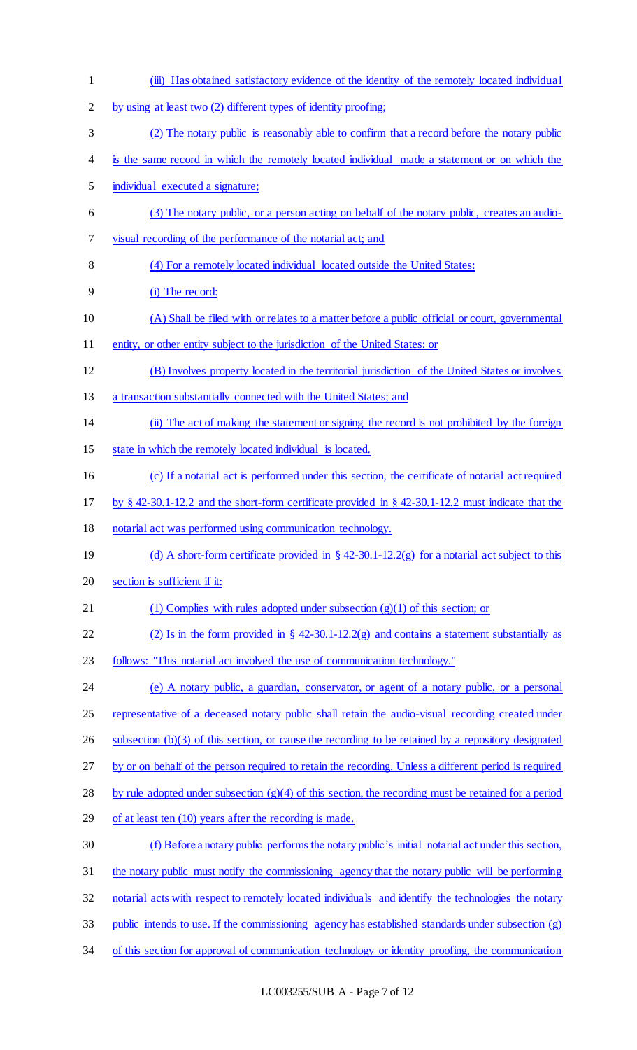(iii) Has obtained satisfactory evidence of the identity of the remotely located individual by using at least two (2) different types of identity proofing;

(2) The notary public is reasonably able to confirm that a record before the notary public is the same record in which the remotely located individual made a statement or on which the individual executed a signature;

(3) The notary public, or a person acting on behalf of the notary public, creates an audio-visual recording of the performance of the notarial act; and

(4) For a remotely located individual located outside the United States:

(i) The record:

(A) Shall be filed with or relates to a matter before a public official or court, governmental entity, or other entity subject to the jurisdiction of the United States; or

(B) Involves property located in the territorial jurisdiction of the United States or involves a transaction substantially connected with the United States; and

(ii) The act of making the statement or signing the record is not prohibited by the foreign state in which the remotely located individual is located.

(c) If a notarial act is performed under this section, the certificate of notarial act required by § 42-30.1-12.2 and the short-form certificate provided in § 42-30.1-12.2 must indicate that the notarial act was performed using communication technology.

(d) A short-form certificate provided in § 42-30.1-12.2(g) for a notarial act subject to this section is sufficient if it:

(1) Complies with rules adopted under subsection (g)(1) of this section; or

(2) Is in the form provided in § 42-30.1-12.2(g) and contains a statement substantially as follows: "This notarial act involved the use of communication technology."

(e) A notary public, a guardian, conservator, or agent of a notary public, or a personal representative of a deceased notary public shall retain the audio-visual recording created under subsection (b)(3) of this section, or cause the recording to be retained by a repository designated by or on behalf of the person required to retain the recording. Unless a different period is required by rule adopted under subsection (g)(4) of this section, the recording must be retained for a period of at least ten (10) years after the recording is made.

(f) Before a notary public performs the notary public's initial notarial act under this section, the notary public must notify the commissioning agency that the notary public will be performing notarial acts with respect to remotely located individuals and identify the technologies the notary public intends to use. If the commissioning agency has established standards under subsection (g) of this section for approval of communication technology or identity proofing, the communication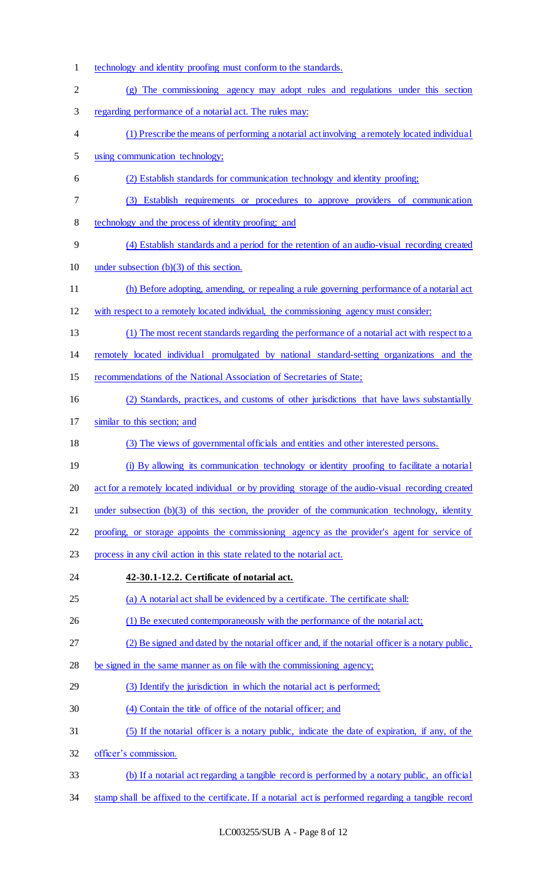technology and identity proofing must conform to the standards.

(g) The commissioning agency may adopt rules and regulations under this section regarding performance of a notarial act. The rules may:

(1) Prescribe the means of performing a notarial act involving a remotely located individual using communication technology;

(2) Establish standards for communication technology and identity proofing;

(3) Establish requirements or procedures to approve providers of communication technology and the process of identity proofing; and

(4) Establish standards and a period for the retention of an audio-visual recording created under subsection (b)(3) of this section.

(h) Before adopting, amending, or repealing a rule governing performance of a notarial act with respect to a remotely located individual, the commissioning agency must consider:

(1) The most recent standards regarding the performance of a notarial act with respect to a remotely located individual promulgated by national standard-setting organizations and the recommendations of the National Association of Secretaries of State;

(2) Standards, practices, and customs of other jurisdictions that have laws substantially similar to this section; and

(3) The views of governmental officials and entities and other interested persons.

(i) By allowing its communication technology or identity proofing to facilitate a notarial act for a remotely located individual or by providing storage of the audio-visual recording created under subsection (b)(3) of this section, the provider of the communication technology, identity proofing, or storage appoints the commissioning agency as the provider's agent for service of process in any civil action in this state related to the notarial act.

**42-30.1-12.2. Certificate of notarial act.**

(a) A notarial act shall be evidenced by a certificate. The certificate shall:

(1) Be executed contemporaneously with the performance of the notarial act;

(2) Be signed and dated by the notarial officer and, if the notarial officer is a notary public, be signed in the same manner as on file with the commissioning agency;

(3) Identify the jurisdiction in which the notarial act is performed;

(4) Contain the title of office of the notarial officer; and

(5) If the notarial officer is a notary public, indicate the date of expiration, if any, of the officer's commission.

(b) If a notarial act regarding a tangible record is performed by a notary public, an official stamp shall be affixed to the certificate. If a notarial act is performed regarding a tangible record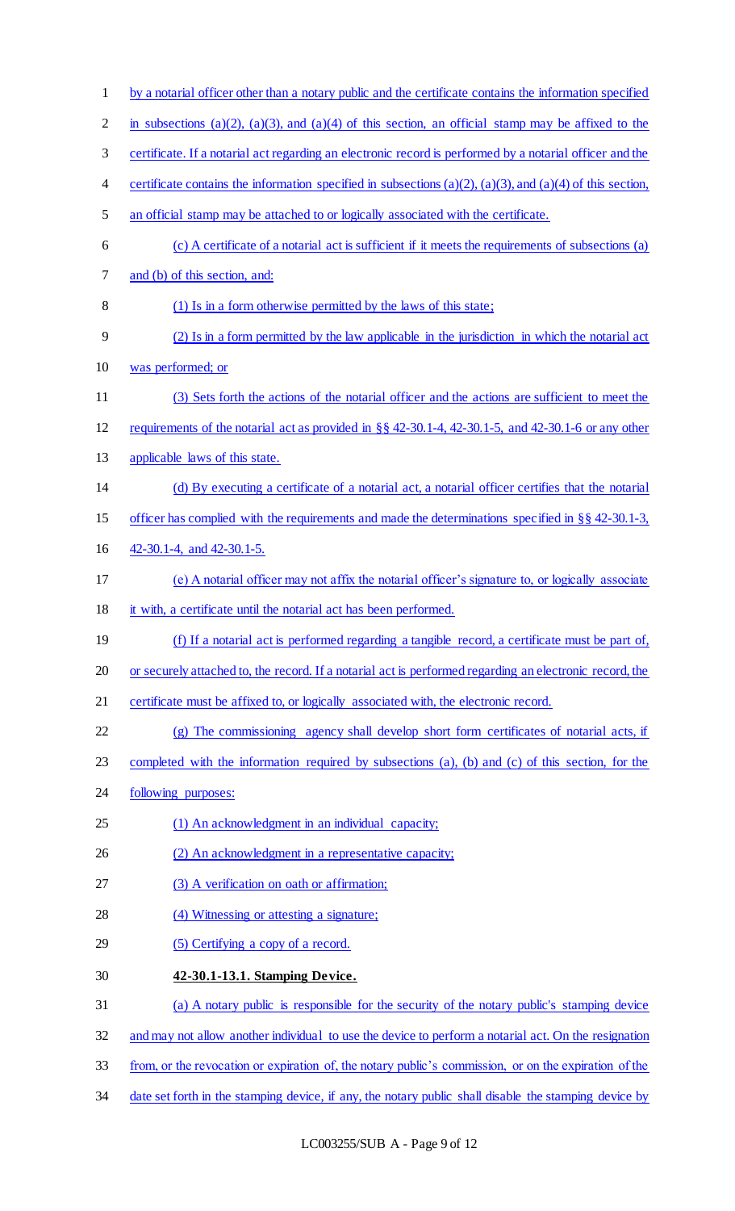by a notarial officer other than a notary public and the certificate contains the information specified in subsections (a)(2), (a)(3), and (a)(4) of this section, an official stamp may be affixed to the certificate. If a notarial act regarding an electronic record is performed by a notarial officer and the certificate contains the information specified in subsections (a)(2), (a)(3), and (a)(4) of this section, an official stamp may be attached to or logically associated with the certificate.

(c) A certificate of a notarial act is sufficient if it meets the requirements of subsections (a) and (b) of this section, and:

(1) Is in a form otherwise permitted by the laws of this state;

(2) Is in a form permitted by the law applicable in the jurisdiction in which the notarial act was performed; or

(3) Sets forth the actions of the notarial officer and the actions are sufficient to meet the requirements of the notarial act as provided in §§ 42-30.1-4, 42-30.1-5, and 42-30.1-6 or any other applicable laws of this state.

(d) By executing a certificate of a notarial act, a notarial officer certifies that the notarial officer has complied with the requirements and made the determinations specified in §§ 42-30.1-3, 42-30.1-4, and 42-30.1-5.

(e) A notarial officer may not affix the notarial officer's signature to, or logically associate it with, a certificate until the notarial act has been performed.

(f) If a notarial act is performed regarding a tangible record, a certificate must be part of, or securely attached to, the record. If a notarial act is performed regarding an electronic record, the certificate must be affixed to, or logically associated with, the electronic record.

(g) The commissioning agency shall develop short form certificates of notarial acts, if completed with the information required by subsections (a), (b) and (c) of this section, for the following purposes:

(1) An acknowledgment in an individual capacity;

(2) An acknowledgment in a representative capacity;

(3) A verification on oath or affirmation;

(4) Witnessing or attesting a signature;

(5) Certifying a copy of a record.

**42-30.1-13.1. Stamping Device.**

(a) A notary public is responsible for the security of the notary public's stamping device and may not allow another individual to use the device to perform a notarial act. On the resignation from, or the revocation or expiration of, the notary public's commission, or on the expiration of the date set forth in the stamping device, if any, the notary public shall disable the stamping device by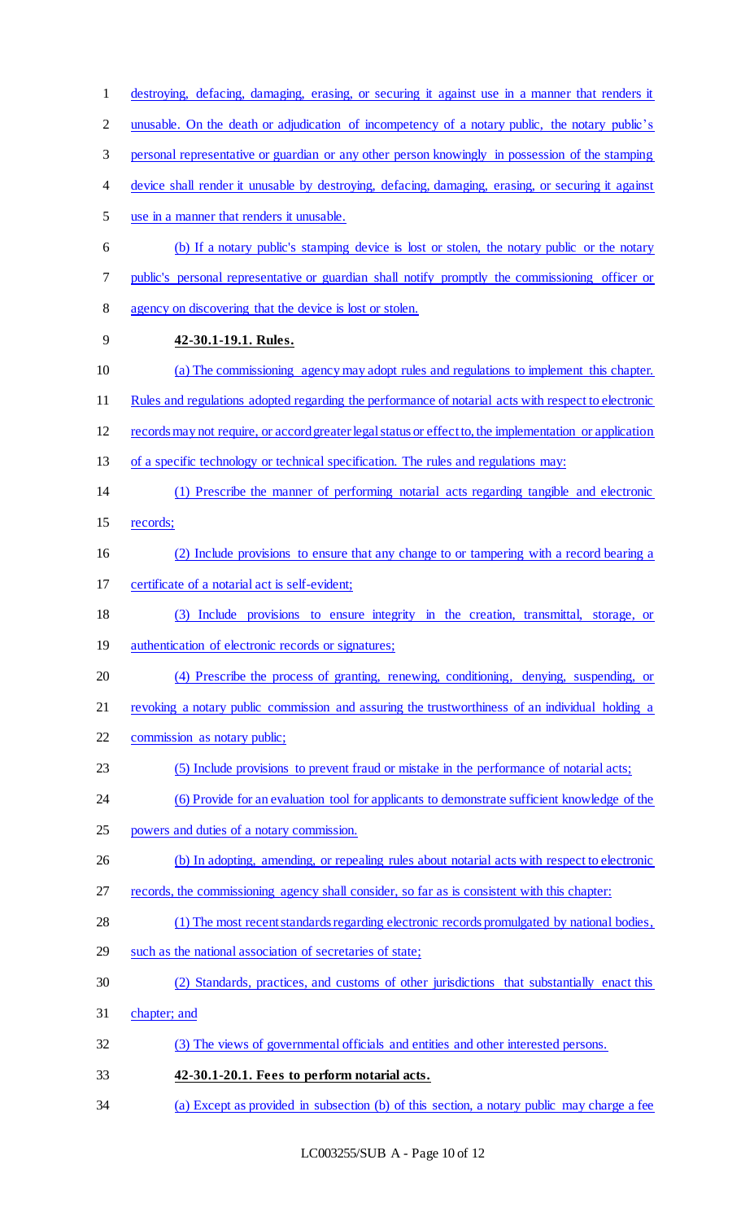destroying, defacing, damaging, erasing, or securing it against use in a manner that renders it unusable. On the death or adjudication of incompetency of a notary public, the notary public's personal representative or guardian or any other person knowingly in possession of the stamping device shall render it unusable by destroying, defacing, damaging, erasing, or securing it against use in a manner that renders it unusable.

(b) If a notary public's stamping device is lost or stolen, the notary public or the notary public's personal representative or guardian shall notify promptly the commissioning officer or agency on discovering that the device is lost or stolen.

**42-30.1-19.1. Rules.**

(a) The commissioning agency may adopt rules and regulations to implement this chapter. Rules and regulations adopted regarding the performance of notarial acts with respect to electronic records may not require, or accord greater legal status or effect to, the implementation or application of a specific technology or technical specification. The rules and regulations may:

(1) Prescribe the manner of performing notarial acts regarding tangible and electronic records;

(2) Include provisions to ensure that any change to or tampering with a record bearing a certificate of a notarial act is self-evident;

(3) Include provisions to ensure integrity in the creation, transmittal, storage, or authentication of electronic records or signatures;

(4) Prescribe the process of granting, renewing, conditioning, denying, suspending, or revoking a notary public commission and assuring the trustworthiness of an individual holding a commission as notary public;

(5) Include provisions to prevent fraud or mistake in the performance of notarial acts;

(6) Provide for an evaluation tool for applicants to demonstrate sufficient knowledge of the powers and duties of a notary commission.

(b) In adopting, amending, or repealing rules about notarial acts with respect to electronic records, the commissioning agency shall consider, so far as is consistent with this chapter:

(1) The most recent standards regarding electronic records promulgated by national bodies, such as the national association of secretaries of state;

(2) Standards, practices, and customs of other jurisdictions that substantially enact this chapter; and

(3) The views of governmental officials and entities and other interested persons.

**42-30.1-20.1. Fees to perform notarial acts.**

(a) Except as provided in subsection (b) of this section, a notary public may charge a fee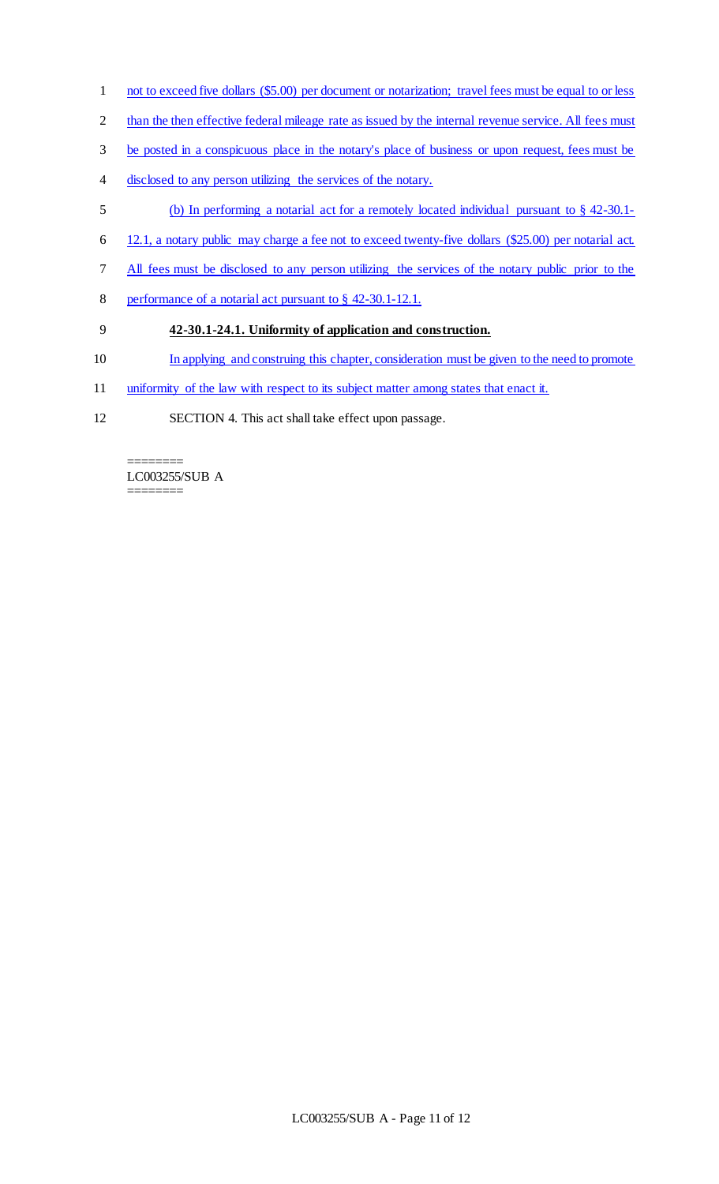not to exceed five dollars ($5.00) per document or notarization; travel fees must be equal to or less than the then effective federal mileage rate as issued by the internal revenue service. All fees must be posted in a conspicuous place in the notary's place of business or upon request, fees must be disclosed to any person utilizing the services of the notary.

(b) In performing a notarial act for a remotely located individual pursuant to § 42-30.1-12.1, a notary public may charge a fee not to exceed twenty-five dollars ($25.00) per notarial act. All fees must be disclosed to any person utilizing the services of the notary public prior to the performance of a notarial act pursuant to § 42-30.1-12.1.

**42-30.1-24.1. Uniformity of application and construction.**

In applying and construing this chapter, consideration must be given to the need to promote uniformity of the law with respect to its subject matter among states that enact it.

SECTION 4. This act shall take effect upon passage.

========
LC003255/SUB A
========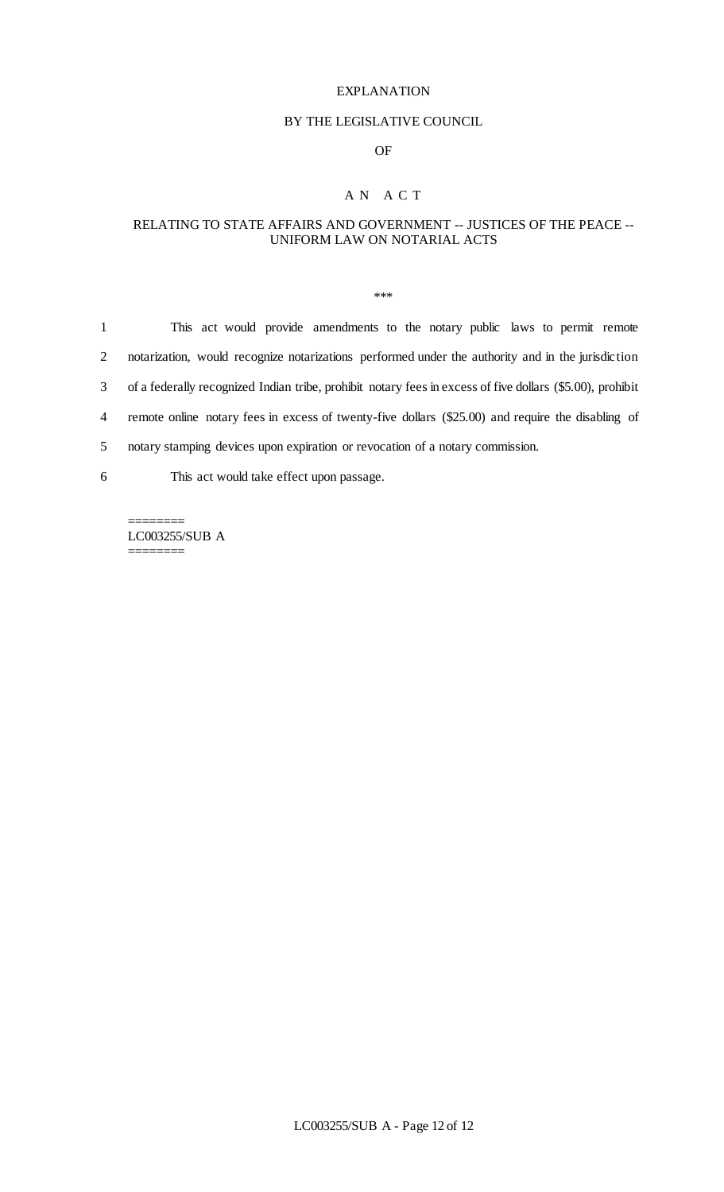EXPLANATION

BY THE LEGISLATIVE COUNCIL

OF

A N A C T

RELATING TO STATE AFFAIRS AND GOVERNMENT -- JUSTICES OF THE PEACE -- UNIFORM LAW ON NOTARIAL ACTS

***

1 This act would provide amendments to the notary public laws to permit remote
2 notarization, would recognize notarizations performed under the authority and in the jurisdiction
3 of a federally recognized Indian tribe, prohibit notary fees in excess of five dollars ($5.00), prohibit
4 remote online notary fees in excess of twenty-five dollars ($25.00) and require the disabling of
5 notary stamping devices upon expiration or revocation of a notary commission.
6 This act would take effect upon passage.

========
LC003255/SUB A
========